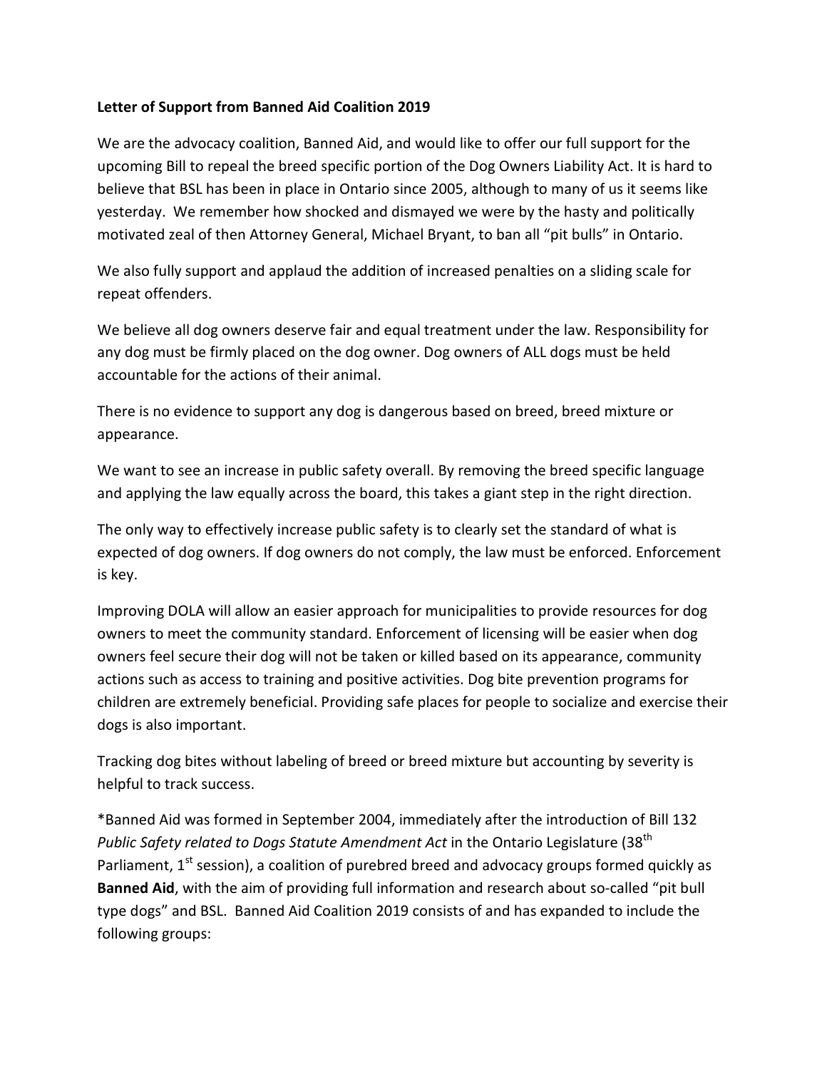**Letter of Support from Banned Aid Coalition 2019**

We are the advocacy coalition, Banned Aid, and would like to offer our full support for the upcoming Bill to repeal the breed specific portion of the Dog Owners Liability Act. It is hard to believe that BSL has been in place in Ontario since 2005, although to many of us it seems like yesterday. We remember how shocked and dismayed we were by the hasty and politically motivated zeal of then Attorney General, Michael Bryant, to ban all "pit bulls" in Ontario.

We also fully support and applaud the addition of increased penalties on a sliding scale for repeat offenders.

We believe all dog owners deserve fair and equal treatment under the law. Responsibility for any dog must be firmly placed on the dog owner. Dog owners of ALL dogs must be held accountable for the actions of their animal.

There is no evidence to support any dog is dangerous based on breed, breed mixture or appearance.

We want to see an increase in public safety overall. By removing the breed specific language and applying the law equally across the board, this takes a giant step in the right direction.

The only way to effectively increase public safety is to clearly set the standard of what is expected of dog owners. If dog owners do not comply, the law must be enforced. Enforcement is key.

Improving DOLA will allow an easier approach for municipalities to provide resources for dog owners to meet the community standard. Enforcement of licensing will be easier when dog owners feel secure their dog will not be taken or killed based on its appearance, community actions such as access to training and positive activities. Dog bite prevention programs for children are extremely beneficial. Providing safe places for people to socialize and exercise their dogs is also important.

Tracking dog bites without labeling of breed or breed mixture but accounting by severity is helpful to track success.

*Banned Aid was formed in September 2004, immediately after the introduction of Bill 132 *Public Safety related to Dogs Statute Amendment Act* in the Ontario Legislature (38th Parliament, 1st session), a coalition of purebred breed and advocacy groups formed quickly as **Banned Aid**, with the aim of providing full information and research about so-called "pit bull type dogs" and BSL. Banned Aid Coalition 2019 consists of and has expanded to include the following groups: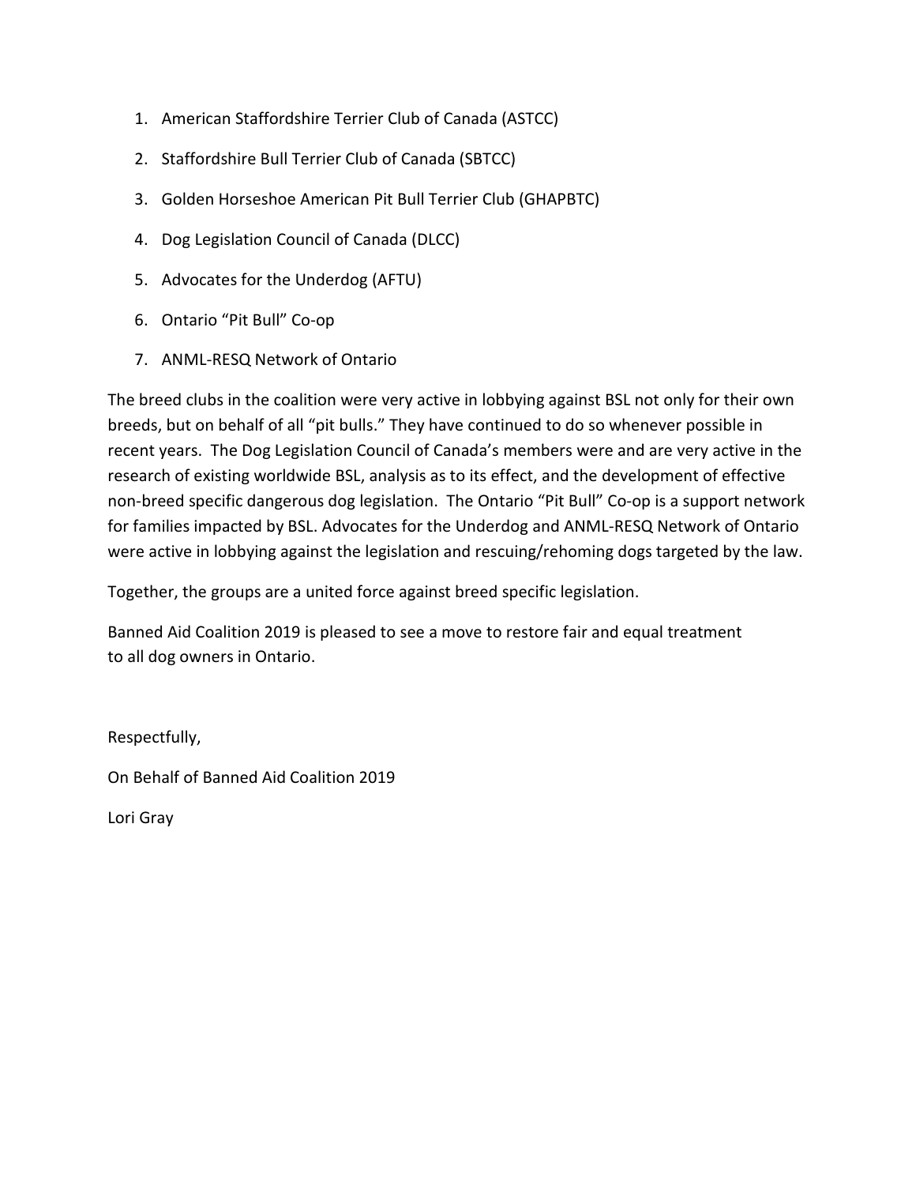1. American Staffordshire Terrier Club of Canada (ASTCC)
2. Staffordshire Bull Terrier Club of Canada (SBTCC)
3. Golden Horseshoe American Pit Bull Terrier Club (GHAPBTC)
4. Dog Legislation Council of Canada (DLCC)
5. Advocates for the Underdog (AFTU)
6. Ontario "Pit Bull" Co-op
7. ANML-RESQ Network of Ontario

The breed clubs in the coalition were very active in lobbying against BSL not only for their own breeds, but on behalf of all "pit bulls." They have continued to do so whenever possible in recent years. The Dog Legislation Council of Canada's members were and are very active in the research of existing worldwide BSL, analysis as to its effect, and the development of effective non-breed specific dangerous dog legislation. The Ontario "Pit Bull" Co-op is a support network for families impacted by BSL. Advocates for the Underdog and ANML-RESQ Network of Ontario were active in lobbying against the legislation and rescuing/rehoming dogs targeted by the law.

Together, the groups are a united force against breed specific legislation.

Banned Aid Coalition 2019 is pleased to see a move to restore fair and equal treatment to all dog owners in Ontario.

Respectfully,

On Behalf of Banned Aid Coalition 2019

Lori Gray